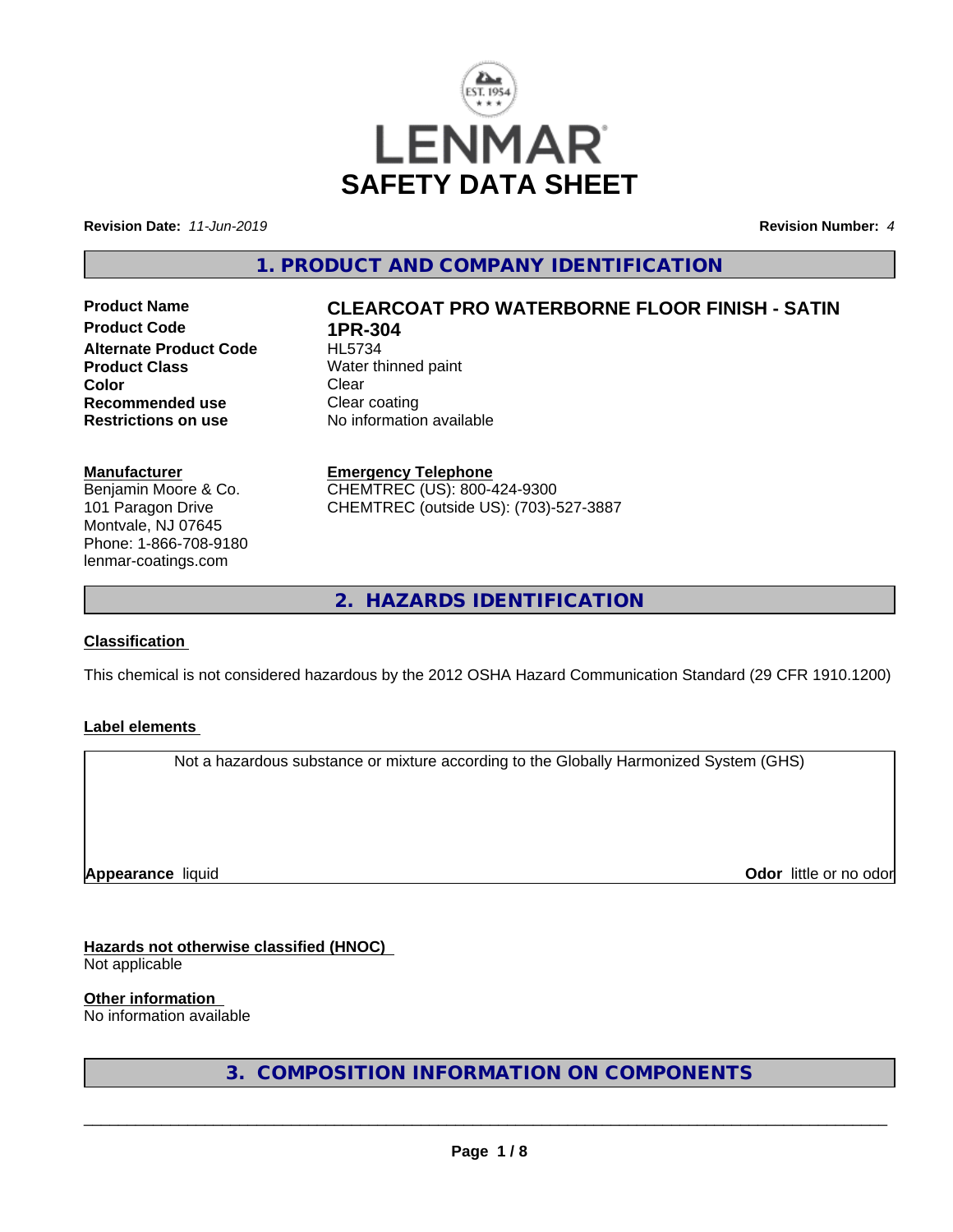# LENMAR SAFETY DATA SHEET

**Revision Date:** *11-Jun-2019*

**Revision Number:** *4*

## 1. PRODUCT AND COMPANY IDENTIFICATION

| | |
|---|---|
| **Product Name** | **CLEARCOAT PRO WATERBORNE FLOOR FINISH - SATIN** |
| **Product Code** | **1PR-304** |
| **Alternate Product Code** | HL5734 |
| **Product Class** | Water thinned paint |
| **Color** | Clear |
| **Recommended use** | Clear coating |
| **Restrictions on use** | No information available |

**Manufacturer**
Benjamin Moore & Co.
101 Paragon Drive
Montvale, NJ 07645
Phone: 1-866-708-9180
lenmar-coatings.com

**Emergency Telephone**
CHEMTREC (US): 800-424-9300
CHEMTREC (outside US): (703)-527-3887

## 2. HAZARDS IDENTIFICATION

**Classification**

This chemical is not considered hazardous by the 2012 OSHA Hazard Communication Standard (29 CFR 1910.1200)

**Label elements**

Not a hazardous substance or mixture according to the Globally Harmonized System (GHS)

**Appearance** liquid

**Odor** little or no odor

**Hazards not otherwise classified (HNOC)**
Not applicable

**Other information**
No information available

## 3. COMPOSITION INFORMATION ON COMPONENTS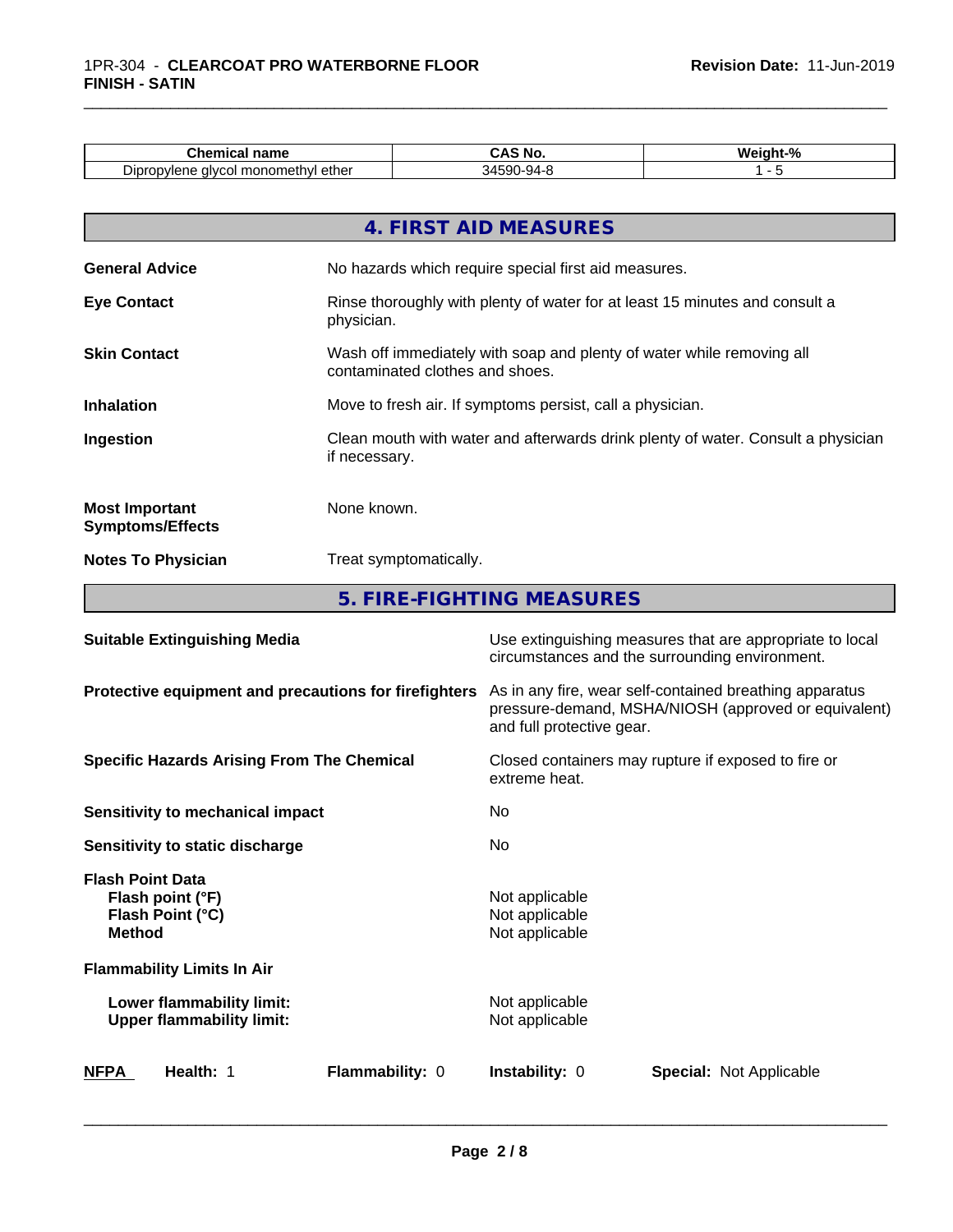| Chemical name | CAS No. | Weight-% |
|---|---|---|
| Dipropylene glycol monomethyl ether | 34590-94-8 | 1 - 5 |

## 4. FIRST AID MEASURES

**General Advice** No hazards which require special first aid measures.

**Eye Contact** Rinse thoroughly with plenty of water for at least 15 minutes and consult a physician.

**Skin Contact** Wash off immediately with soap and plenty of water while removing all contaminated clothes and shoes.

**Inhalation** Move to fresh air. If symptoms persist, call a physician.

**Ingestion** Clean mouth with water and afterwards drink plenty of water. Consult a physician if necessary.

**Most Important Symptoms/Effects** None known.

**Notes To Physician** Treat symptomatically.

## 5. FIRE-FIGHTING MEASURES

**Suitable Extinguishing Media** Use extinguishing measures that are appropriate to local circumstances and the surrounding environment.

**Protective equipment and precautions for firefighters** As in any fire, wear self-contained breathing apparatus pressure-demand, MSHA/NIOSH (approved or equivalent) and full protective gear.

**Specific Hazards Arising From The Chemical** Closed containers may rupture if exposed to fire or extreme heat.

**Sensitivity to mechanical impact** No

**Sensitivity to static discharge** No

**Flash Point Data**
**Flash point (°F)** Not applicable
**Flash Point (°C)** Not applicable
**Method** Not applicable

**Flammability Limits In Air**

**Lower flammability limit:** Not applicable
**Upper flammability limit:** Not applicable

**NFPA** **Health:** 1 **Flammability:** 0 **Instability:** 0 **Special:** Not Applicable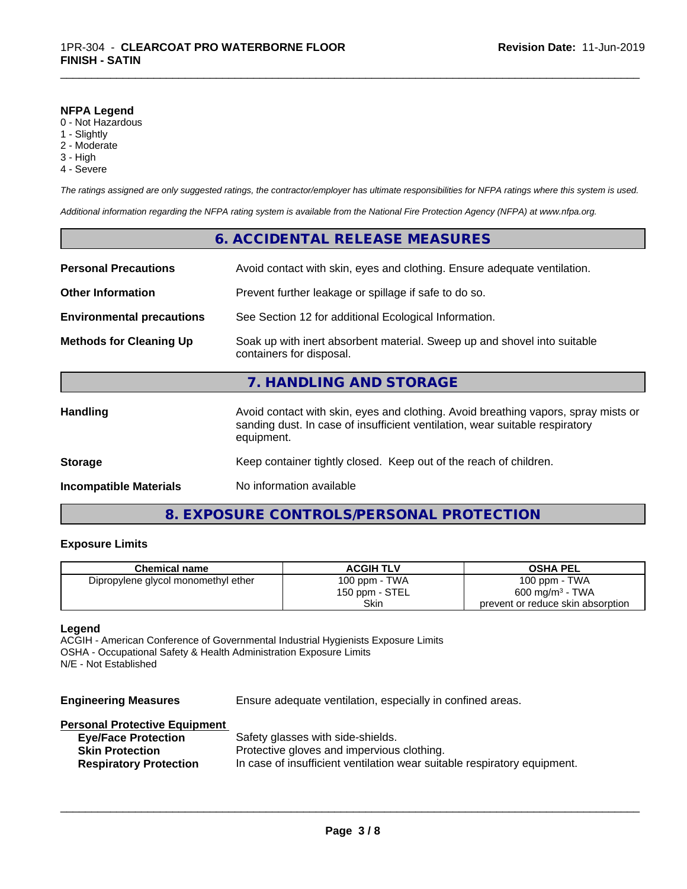**NFPA Legend**
0 - Not Hazardous
1 - Slightly
2 - Moderate
3 - High
4 - Severe

*The ratings assigned are only suggested ratings, the contractor/employer has ultimate responsibilities for NFPA ratings where this system is used.*

*Additional information regarding the NFPA rating system is available from the National Fire Protection Agency (NFPA) at www.nfpa.org.*

## 6. ACCIDENTAL RELEASE MEASURES

**Personal Precautions** Avoid contact with skin, eyes and clothing. Ensure adequate ventilation.

**Other Information** Prevent further leakage or spillage if safe to do so.

**Environmental precautions** See Section 12 for additional Ecological Information.

**Methods for Cleaning Up** Soak up with inert absorbent material. Sweep up and shovel into suitable containers for disposal.

## 7. HANDLING AND STORAGE

**Handling** Avoid contact with skin, eyes and clothing. Avoid breathing vapors, spray mists or sanding dust. In case of insufficient ventilation, wear suitable respiratory equipment.

**Storage** Keep container tightly closed. Keep out of the reach of children.

**Incompatible Materials** No information available

## 8. EXPOSURE CONTROLS/PERSONAL PROTECTION

### Exposure Limits

| Chemical name | ACGIH TLV | OSHA PEL |
|---|---|---|
| Dipropylene glycol monomethyl ether | 100 ppm - TWA<br>150 ppm - STEL<br>Skin | 100 ppm - TWA<br>600 mg/m$^3$ - TWA<br>prevent or reduce skin absorption |

**Legend**
ACGIH - American Conference of Governmental Industrial Hygienists Exposure Limits
OSHA - Occupational Safety & Health Administration Exposure Limits
N/E - Not Established

**Engineering Measures** Ensure adequate ventilation, especially in confined areas.

**Personal Protective Equipment**

**Eye/Face Protection** Safety glasses with side-shields.
**Skin Protection** Protective gloves and impervious clothing.
**Respiratory Protection** In case of insufficient ventilation wear suitable respiratory equipment.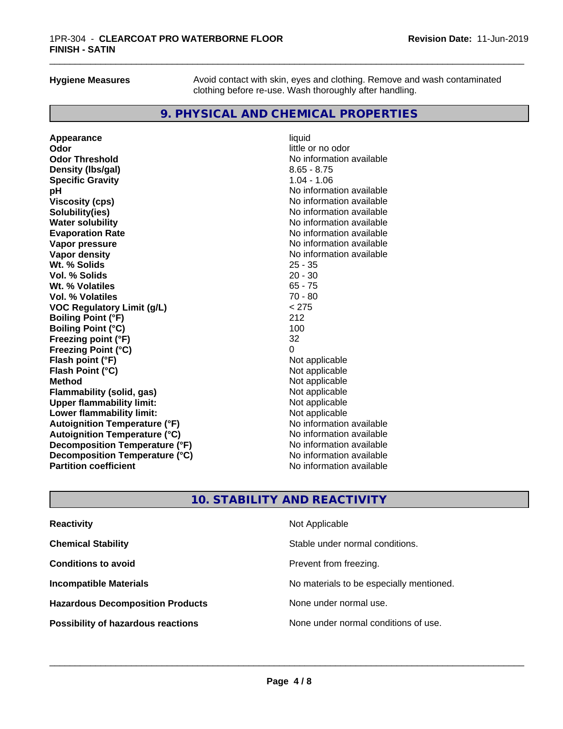**Hygiene Measures** Avoid contact with skin, eyes and clothing. Remove and wash contaminated clothing before re-use. Wash thoroughly after handling.

## 9. PHYSICAL AND CHEMICAL PROPERTIES

| Property | Value |
|---|---|
| **Appearance** | liquid |
| **Odor** | little or no odor |
| **Odor Threshold** | No information available |
| **Density (lbs/gal)** | 8.65 - 8.75 |
| **Specific Gravity** | 1.04 - 1.06 |
| **pH** | No information available |
| **Viscosity (cps)** | No information available |
| **Solubility(ies)** | No information available |
| **Water solubility** | No information available |
| **Evaporation Rate** | No information available |
| **Vapor pressure** | No information available |
| **Vapor density** | No information available |
| **Wt. % Solids** | 25 - 35 |
| **Vol. % Solids** | 20 - 30 |
| **Wt. % Volatiles** | 65 - 75 |
| **Vol. % Volatiles** | 70 - 80 |
| **VOC Regulatory Limit (g/L)** | < 275 |
| **Boiling Point (°F)** | 212 |
| **Boiling Point (°C)** | 100 |
| **Freezing point (°F)** | 32 |
| **Freezing Point (°C)** | 0 |
| **Flash point (°F)** | Not applicable |
| **Flash Point (°C)** | Not applicable |
| **Method** | Not applicable |
| **Flammability (solid, gas)** | Not applicable |
| **Upper flammability limit:** | Not applicable |
| **Lower flammability limit:** | Not applicable |
| **Autoignition Temperature (°F)** | No information available |
| **Autoignition Temperature (°C)** | No information available |
| **Decomposition Temperature (°F)** | No information available |
| **Decomposition Temperature (°C)** | No information available |
| **Partition coefficient** | No information available |

## 10. STABILITY AND REACTIVITY

| Property | Value |
|---|---|
| **Reactivity** | Not Applicable |
| **Chemical Stability** | Stable under normal conditions. |
| **Conditions to avoid** | Prevent from freezing. |
| **Incompatible Materials** | No materials to be especially mentioned. |
| **Hazardous Decomposition Products** | None under normal use. |
| **Possibility of hazardous reactions** | None under normal conditions of use. |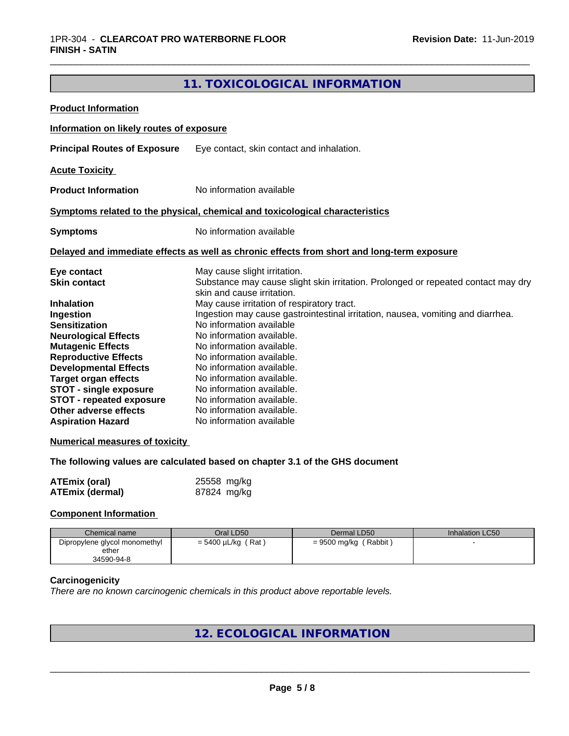## 11. TOXICOLOGICAL INFORMATION

**Product Information**

**Information on likely routes of exposure**

**Principal Routes of Exposure** Eye contact, skin contact and inhalation.

**Acute Toxicity**

**Product Information** No information available

**Symptoms related to the physical, chemical and toxicological characteristics**

**Symptoms** No information available

**Delayed and immediate effects as well as chronic effects from short and long-term exposure**

| | |
|---|---|
| **Eye contact** | May cause slight irritation. |
| **Skin contact** | Substance may cause slight skin irritation. Prolonged or repeated contact may dry skin and cause irritation. |
| **Inhalation** | May cause irritation of respiratory tract. |
| **Ingestion** | Ingestion may cause gastrointestinal irritation, nausea, vomiting and diarrhea. |
| **Sensitization** | No information available |
| **Neurological Effects** | No information available. |
| **Mutagenic Effects** | No information available. |
| **Reproductive Effects** | No information available. |
| **Developmental Effects** | No information available. |
| **Target organ effects** | No information available. |
| **STOT - single exposure** | No information available. |
| **STOT - repeated exposure** | No information available. |
| **Other adverse effects** | No information available. |
| **Aspiration Hazard** | No information available |

**Numerical measures of toxicity**

**The following values are calculated based on chapter 3.1 of the GHS document**

| | |
|---|---|
| **ATEmix (oral)** | 25558 mg/kg |
| **ATEmix (dermal)** | 87824 mg/kg |

**Component Information**

| Chemical name | Oral LD50 | Dermal LD50 | Inhalation LC50 |
|---|---|---|---|
| Dipropylene glycol monomethyl ether<br>34590-94-8 | = 5400 µL/kg ( Rat ) | = 9500 mg/kg ( Rabbit ) | - |

**Carcinogenicity**

*There are no known carcinogenic chemicals in this product above reportable levels.*

## 12. ECOLOGICAL INFORMATION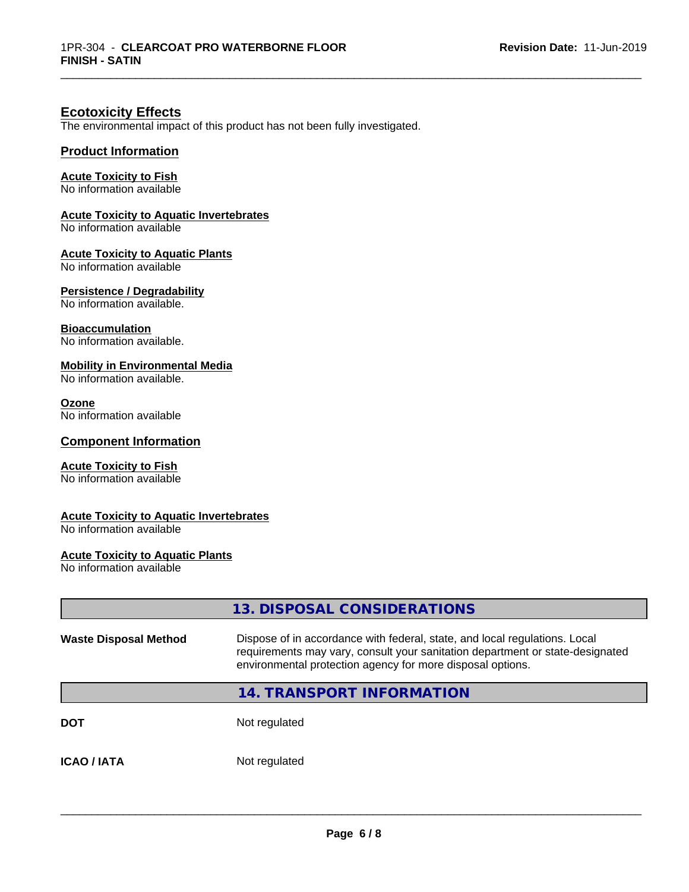## Ecotoxicity Effects

The environmental impact of this product has not been fully investigated.

### Product Information

**Acute Toxicity to Fish**
No information available

**Acute Toxicity to Aquatic Invertebrates**
No information available

**Acute Toxicity to Aquatic Plants**
No information available

**Persistence / Degradability**
No information available.

**Bioaccumulation**
No information available.

**Mobility in Environmental Media**
No information available.

**Ozone**
No information available

### Component Information

**Acute Toxicity to Fish**
No information available

**Acute Toxicity to Aquatic Invertebrates**
No information available

**Acute Toxicity to Aquatic Plants**
No information available

## 13. DISPOSAL CONSIDERATIONS

**Waste Disposal Method** — Dispose of in accordance with federal, state, and local regulations. Local requirements may vary, consult your sanitation department or state-designated environmental protection agency for more disposal options.

## 14. TRANSPORT INFORMATION

**DOT** — Not regulated

**ICAO / IATA** — Not regulated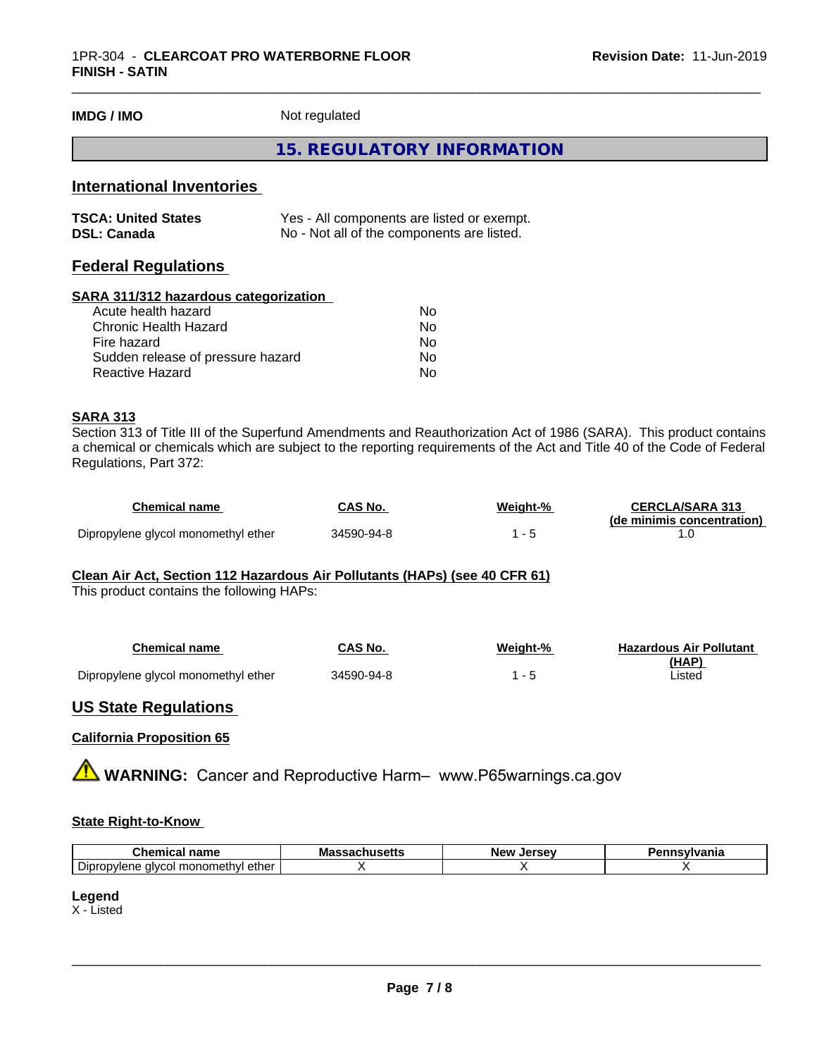**IMDG / IMO** Not regulated

## 15. REGULATORY INFORMATION

### International Inventories

| | |
|---|---|
| **TSCA: United States** | Yes - All components are listed or exempt. |
| **DSL: Canada** | No - Not all of the components are listed. |

### Federal Regulations

**SARA 311/312 hazardous categorization**

| | |
|---|---|
| Acute health hazard | No |
| Chronic Health Hazard | No |
| Fire hazard | No |
| Sudden release of pressure hazard | No |
| Reactive Hazard | No |

**SARA 313**

Section 313 of Title III of the Superfund Amendments and Reauthorization Act of 1986 (SARA). This product contains a chemical or chemicals which are subject to the reporting requirements of the Act and Title 40 of the Code of Federal Regulations, Part 372:

| Chemical name | CAS No. | Weight-% | CERCLA/SARA 313 (de minimis concentration) |
|---|---|---|---|
| Dipropylene glycol monomethyl ether | 34590-94-8 | 1 - 5 | 1.0 |

**Clean Air Act, Section 112 Hazardous Air Pollutants (HAPs) (see 40 CFR 61)**

This product contains the following HAPs:

| Chemical name | CAS No. | Weight-% | Hazardous Air Pollutant (HAP) |
|---|---|---|---|
| Dipropylene glycol monomethyl ether | 34590-94-8 | 1 - 5 | Listed |

### US State Regulations

**California Proposition 65**

⚠ **WARNING:** Cancer and Reproductive Harm– www.P65warnings.ca.gov

**State Right-to-Know**

| Chemical name | Massachusetts | New Jersey | Pennsylvania |
|---|---|---|---|
| Dipropylene glycol monomethyl ether | X | X | X |

**Legend**

X - Listed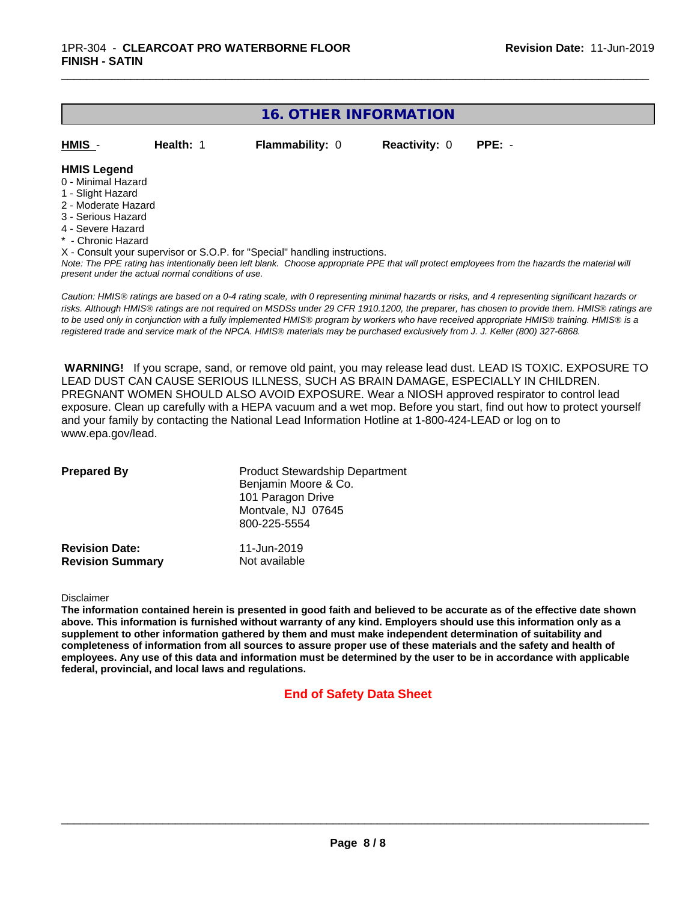## 16. OTHER INFORMATION

| HMIS - | Health: 1 | Flammability: 0 | Reactivity: 0 | PPE: - |
|---|---|---|---|---|

**HMIS Legend**
0 - Minimal Hazard
1 - Slight Hazard
2 - Moderate Hazard
3 - Serious Hazard
4 - Severe Hazard
* - Chronic Hazard
X - Consult your supervisor or S.O.P. for "Special" handling instructions.

*Note: The PPE rating has intentionally been left blank. Choose appropriate PPE that will protect employees from the hazards the material will present under the actual normal conditions of use.*

*Caution: HMIS® ratings are based on a 0-4 rating scale, with 0 representing minimal hazards or risks, and 4 representing significant hazards or risks. Although HMIS® ratings are not required on MSDSs under 29 CFR 1910.1200, the preparer, has chosen to provide them. HMIS® ratings are to be used only in conjunction with a fully implemented HMIS® program by workers who have received appropriate HMIS® training. HMIS® is a registered trade and service mark of the NPCA. HMIS® materials may be purchased exclusively from J. J. Keller (800) 327-6868.*

**WARNING!** If you scrape, sand, or remove old paint, you may release lead dust. LEAD IS TOXIC. EXPOSURE TO LEAD DUST CAN CAUSE SERIOUS ILLNESS, SUCH AS BRAIN DAMAGE, ESPECIALLY IN CHILDREN. PREGNANT WOMEN SHOULD ALSO AVOID EXPOSURE. Wear a NIOSH approved respirator to control lead exposure. Clean up carefully with a HEPA vacuum and a wet mop. Before you start, find out how to protect yourself and your family by contacting the National Lead Information Hotline at 1-800-424-LEAD or log on to www.epa.gov/lead.

**Prepared By**
Product Stewardship Department
Benjamin Moore & Co.
101 Paragon Drive
Montvale, NJ 07645
800-225-5554

**Revision Date:** 11-Jun-2019
**Revision Summary** Not available

Disclaimer

**The information contained herein is presented in good faith and believed to be accurate as of the effective date shown above. This information is furnished without warranty of any kind. Employers should use this information only as a supplement to other information gathered by them and must make independent determination of suitability and completeness of information from all sources to assure proper use of these materials and the safety and health of employees. Any use of this data and information must be determined by the user to be in accordance with applicable federal, provincial, and local laws and regulations.**

**End of Safety Data Sheet**